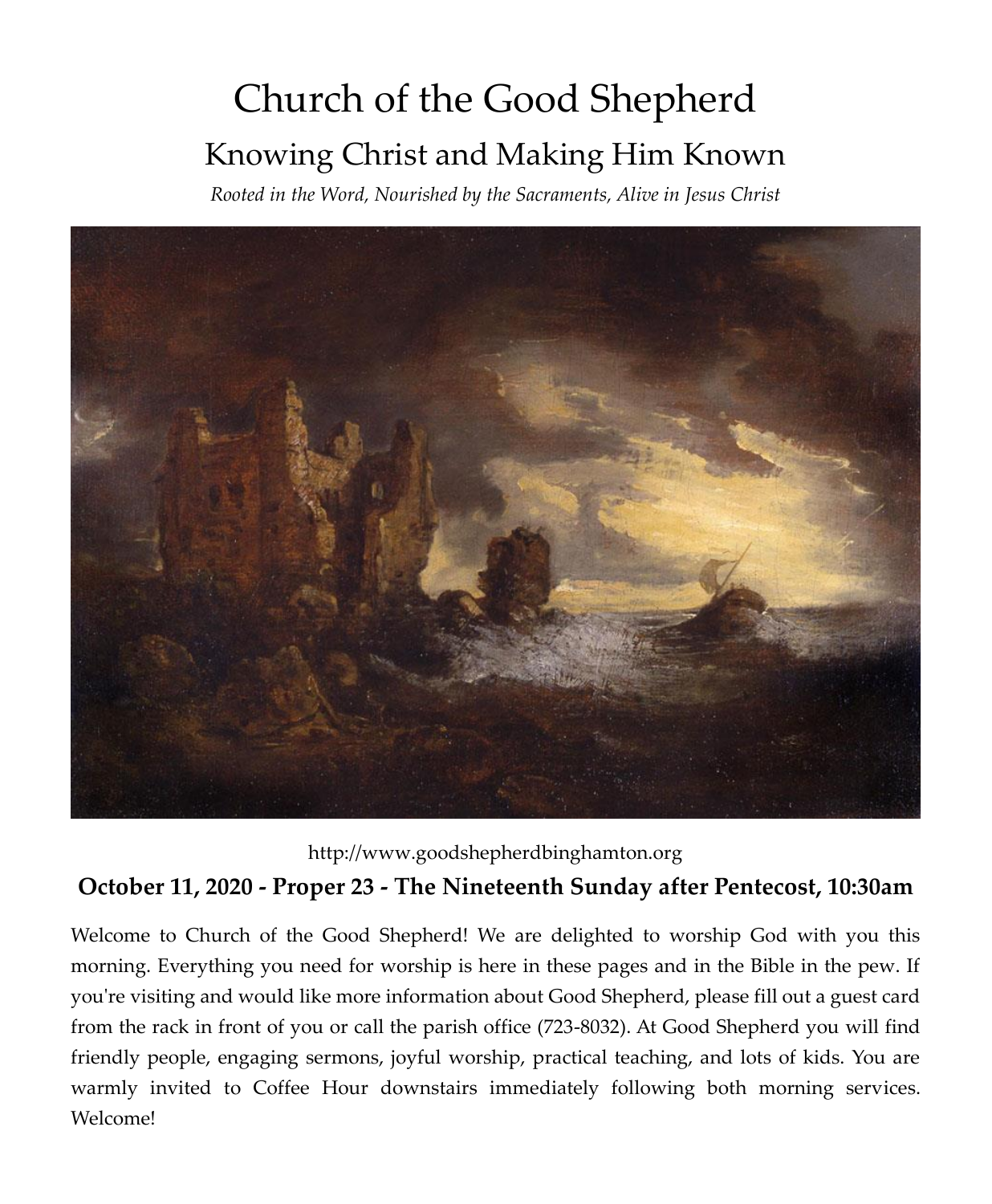# Church of the Good Shepherd

## Knowing Christ and Making Him Known

*Rooted in the Word, Nourished by the Sacraments, Alive in Jesus Christ*

http://www.goodshepherdbinghamton.org

**October 11, 2020 - Proper 23 - The Nineteenth Sunday after Pentecost, 10:30am**

Welcome to Church of the Good Shepherd! We are delighted to worship God with you this morning. Everything you need for worship is here in these pages and in the Bible in the pew. If you're visiting and would like more information about Good Shepherd, please fill out a guest card from the rack in front of you or call the parish office (723-8032). At Good Shepherd you will find friendly people, engaging sermons, joyful worship, practical teaching, and lots of kids. You are warmly invited to Coffee Hour downstairs immediately following both morning services. Welcome!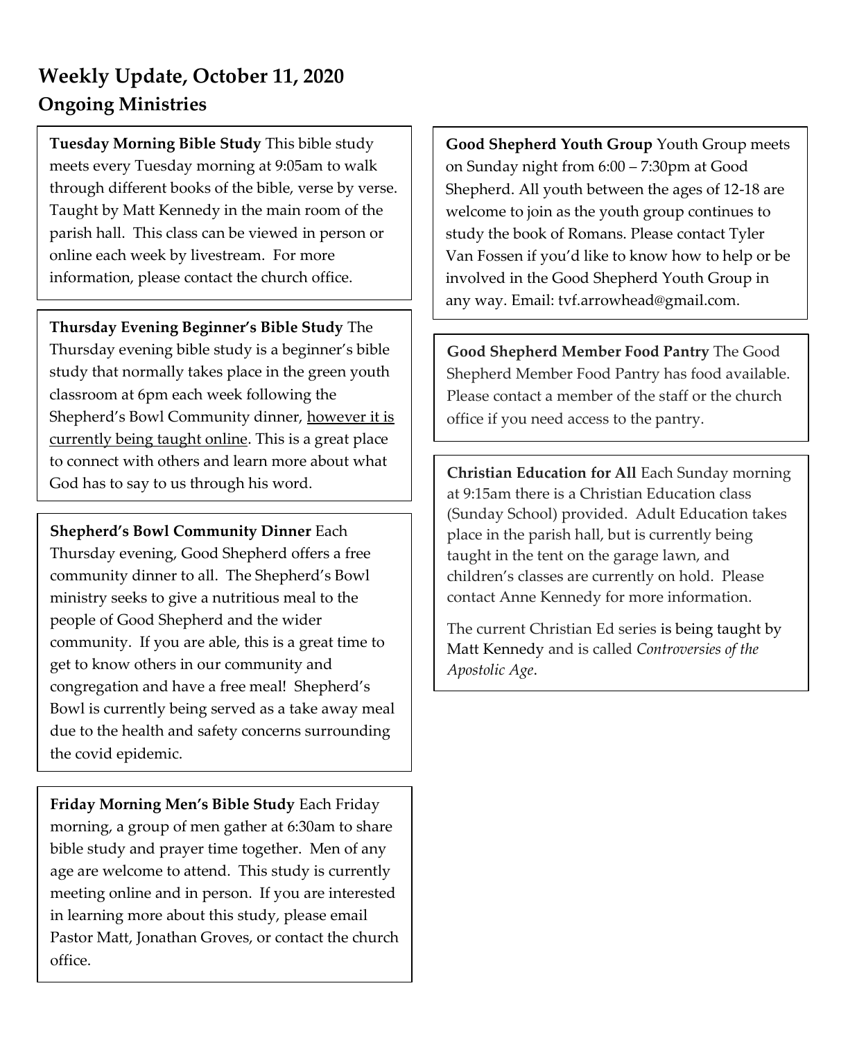# Weekly Update, October 11, 2020

## Ongoing Ministries

**Tuesday Morning Bible Study** This bible study meets every Tuesday morning at 9:05am to walk through different books of the bible, verse by verse. Taught by Matt Kennedy in the main room of the parish hall. This class can be viewed in person or online each week by livestream. For more information, please contact the church office.

**Thursday Evening Beginner's Bible Study** The Thursday evening bible study is a beginner's bible study that normally takes place in the green youth classroom at 6pm each week following the Shepherd's Bowl Community dinner, however it is currently being taught online. This is a great place to connect with others and learn more about what God has to say to us through his word.

**Shepherd's Bowl Community Dinner** Each Thursday evening, Good Shepherd offers a free community dinner to all. The Shepherd's Bowl ministry seeks to give a nutritious meal to the people of Good Shepherd and the wider community. If you are able, this is a great time to get to know others in our community and congregation and have a free meal! Shepherd's Bowl is currently being served as a take away meal due to the health and safety concerns surrounding the covid epidemic.

**Friday Morning Men's Bible Study** Each Friday morning, a group of men gather at 6:30am to share bible study and prayer time together. Men of any age are welcome to attend. This study is currently meeting online and in person. If you are interested in learning more about this study, please email Pastor Matt, Jonathan Groves, or contact the church office.

**Good Shepherd Youth Group** Youth Group meets on Sunday night from 6:00 – 7:30pm at Good Shepherd. All youth between the ages of 12-18 are welcome to join as the youth group continues to study the book of Romans. Please contact Tyler Van Fossen if you'd like to know how to help or be involved in the Good Shepherd Youth Group in any way. Email: tvf.arrowhead@gmail.com.

**Good Shepherd Member Food Pantry** The Good Shepherd Member Food Pantry has food available. Please contact a member of the staff or the church office if you need access to the pantry.

**Christian Education for All** Each Sunday morning at 9:15am there is a Christian Education class (Sunday School) provided. Adult Education takes place in the parish hall, but is currently being taught in the tent on the garage lawn, and children's classes are currently on hold. Please contact Anne Kennedy for more information.

The current Christian Ed series is being taught by Matt Kennedy and is called *Controversies of the Apostolic Age*.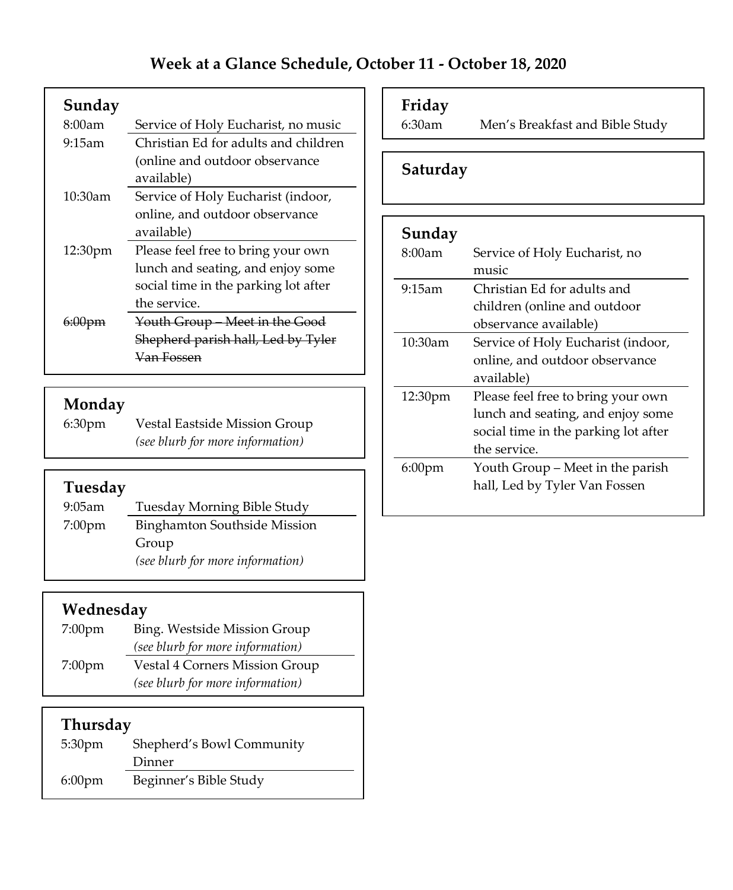# Week at a Glance Schedule, October 11 - October 18, 2020

### Sunday

| | |
|---|---|
| 8:00am | Service of Holy Eucharist, no music |
| 9:15am | Christian Ed for adults and children (online and outdoor observance available) |
| 10:30am | Service of Holy Eucharist (indoor, online, and outdoor observance available) |
| 12:30pm | Please feel free to bring your own lunch and seating, and enjoy some social time in the parking lot after the service. |
| ~~6:00pm~~ | ~~Youth Group – Meet in the Good Shepherd parish hall, Led by Tyler Van Fossen~~ |

### Monday

| | |
|---|---|
| 6:30pm | Vestal Eastside Mission Group *(see blurb for more information)* |

### Tuesday

| | |
|---|---|
| 9:05am | Tuesday Morning Bible Study |
| 7:00pm | Binghamton Southside Mission Group *(see blurb for more information)* |

### Wednesday

| | |
|---|---|
| 7:00pm | Bing. Westside Mission Group *(see blurb for more information)* |
| 7:00pm | Vestal 4 Corners Mission Group *(see blurb for more information)* |

### Thursday

| | |
|---|---|
| 5:30pm | Shepherd's Bowl Community Dinner |
| 6:00pm | Beginner's Bible Study |

### Friday

| | |
|---|---|
| 6:30am | Men's Breakfast and Bible Study |

### Saturday

### Sunday

| | |
|---|---|
| 8:00am | Service of Holy Eucharist, no music |
| 9:15am | Christian Ed for adults and children (online and outdoor observance available) |
| 10:30am | Service of Holy Eucharist (indoor, online, and outdoor observance available) |
| 12:30pm | Please feel free to bring your own lunch and seating, and enjoy some social time in the parking lot after the service. |
| 6:00pm | Youth Group – Meet in the parish hall, Led by Tyler Van Fossen |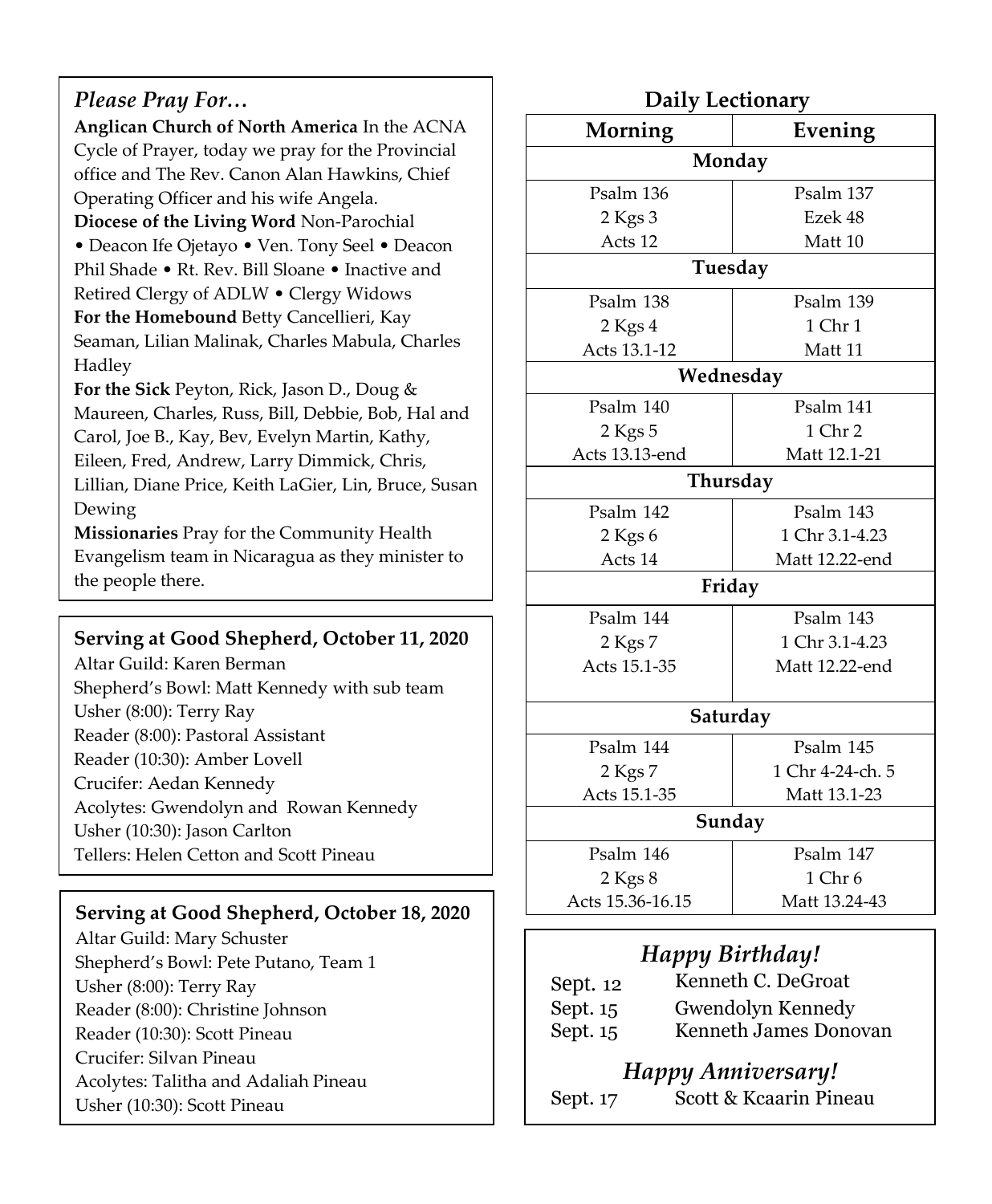## *Please Pray For…*

**Anglican Church of North America** In the ACNA Cycle of Prayer, today we pray for the Provincial office and The Rev. Canon Alan Hawkins, Chief Operating Officer and his wife Angela.

**Diocese of the Living Word** Non-Parochial • Deacon Ife Ojetayo • Ven. Tony Seel • Deacon Phil Shade • Rt. Rev. Bill Sloane • Inactive and Retired Clergy of ADLW • Clergy Widows

**For the Homebound** Betty Cancellieri, Kay Seaman, Lilian Malinak, Charles Mabula, Charles Hadley

**For the Sick** Peyton, Rick, Jason D., Doug & Maureen, Charles, Russ, Bill, Debbie, Bob, Hal and Carol, Joe B., Kay, Bev, Evelyn Martin, Kathy, Eileen, Fred, Andrew, Larry Dimmick, Chris, Lillian, Diane Price, Keith LaGier, Lin, Bruce, Susan Dewing

**Missionaries** Pray for the Community Health Evangelism team in Nicaragua as they minister to the people there.

### Serving at Good Shepherd, October 11, 2020

Altar Guild: Karen Berman
Shepherd's Bowl: Matt Kennedy with sub team
Usher (8:00): Terry Ray
Reader (8:00): Pastoral Assistant
Reader (10:30): Amber Lovell
Crucifer: Aedan Kennedy
Acolytes: Gwendolyn and Rowan Kennedy
Usher (10:30): Jason Carlton
Tellers: Helen Cetton and Scott Pineau

### Serving at Good Shepherd, October 18, 2020

Altar Guild: Mary Schuster
Shepherd's Bowl: Pete Putano, Team 1
Usher (8:00): Terry Ray
Reader (8:00): Christine Johnson
Reader (10:30): Scott Pineau
Crucifer: Silvan Pineau
Acolytes: Talitha and Adaliah Pineau
Usher (10:30): Scott Pineau

### Daily Lectionary

| Morning | Evening |
|---|---|
| **Monday** | |
| Psalm 136<br>2 Kgs 3<br>Acts 12 | Psalm 137<br>Ezek 48<br>Matt 10 |
| **Tuesday** | |
| Psalm 138<br>2 Kgs 4<br>Acts 13.1-12 | Psalm 139<br>1 Chr 1<br>Matt 11 |
| **Wednesday** | |
| Psalm 140<br>2 Kgs 5<br>Acts 13.13-end | Psalm 141<br>1 Chr 2<br>Matt 12.1-21 |
| **Thursday** | |
| Psalm 142<br>2 Kgs 6<br>Acts 14 | Psalm 143<br>1 Chr 3.1-4.23<br>Matt 12.22-end |
| **Friday** | |
| Psalm 144<br>2 Kgs 7<br>Acts 15.1-35 | Psalm 143<br>1 Chr 3.1-4.23<br>Matt 12.22-end |
| **Saturday** | |
| Psalm 144<br>2 Kgs 7<br>Acts 15.1-35 | Psalm 145<br>1 Chr 4-24-ch. 5<br>Matt 13.1-23 |
| **Sunday** | |
| Psalm 146<br>2 Kgs 8<br>Acts 15.36-16.15 | Psalm 147<br>1 Chr 6<br>Matt 13.24-43 |

### *Happy Birthday!*

Sept. 12 Kenneth C. DeGroat
Sept. 15 Gwendolyn Kennedy
Sept. 15 Kenneth James Donovan

### *Happy Anniversary!*

Sept. 17 Scott & Kcaarin Pineau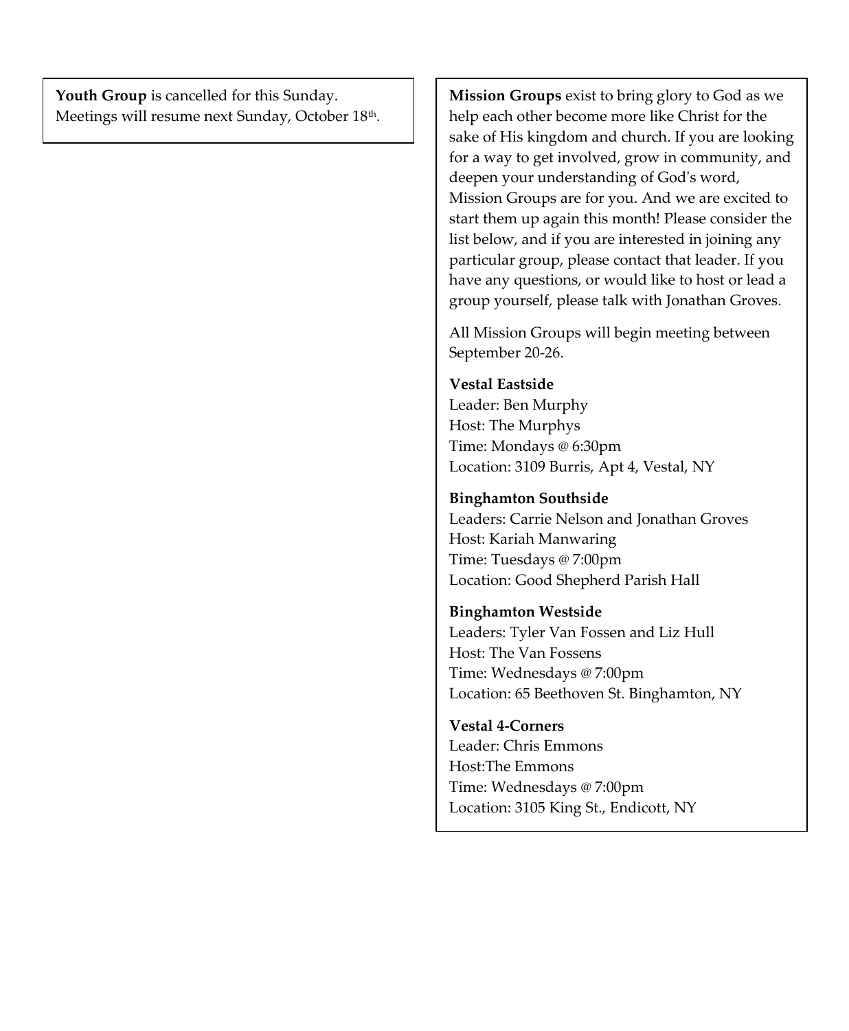**Youth Group** is cancelled for this Sunday. Meetings will resume next Sunday, October 18th.

**Mission Groups** exist to bring glory to God as we help each other become more like Christ for the sake of His kingdom and church. If you are looking for a way to get involved, grow in community, and deepen your understanding of God's word, Mission Groups are for you. And we are excited to start them up again this month! Please consider the list below, and if you are interested in joining any particular group, please contact that leader. If you have any questions, or would like to host or lead a group yourself, please talk with Jonathan Groves.

All Mission Groups will begin meeting between September 20-26.

**Vestal Eastside**
Leader: Ben Murphy
Host: The Murphys
Time: Mondays @ 6:30pm
Location: 3109 Burris, Apt 4, Vestal, NY

**Binghamton Southside**
Leaders: Carrie Nelson and Jonathan Groves
Host: Kariah Manwaring
Time: Tuesdays @ 7:00pm
Location: Good Shepherd Parish Hall

**Binghamton Westside**
Leaders: Tyler Van Fossen and Liz Hull
Host: The Van Fossens
Time: Wednesdays @ 7:00pm
Location: 65 Beethoven St. Binghamton, NY

**Vestal 4-Corners**
Leader: Chris Emmons
Host:The Emmons
Time: Wednesdays @ 7:00pm
Location: 3105 King St., Endicott, NY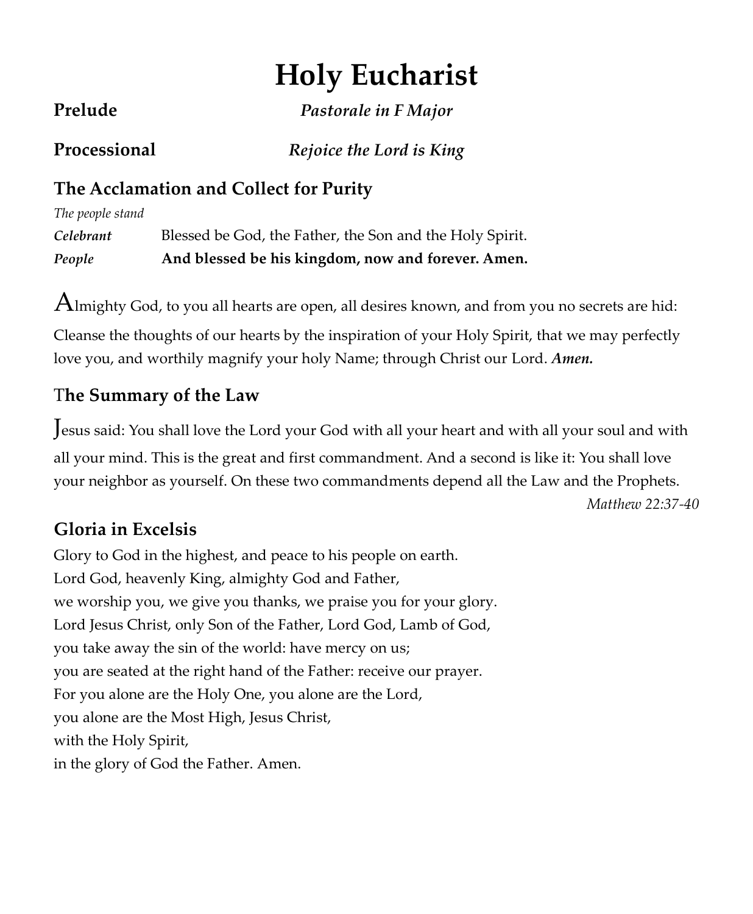# Holy Eucharist

**Prelude** *Pastorale in F Major*

**Processional** *Rejoice the Lord is King*

## The Acclamation and Collect for Purity

*The people stand*

***Celebrant*** Blessed be God, the Father, the Son and the Holy Spirit.

***People*** **And blessed be his kingdom, now and forever. Amen.**

Almighty God, to you all hearts are open, all desires known, and from you no secrets are hid: Cleanse the thoughts of our hearts by the inspiration of your Holy Spirit, that we may perfectly love you, and worthily magnify your holy Name; through Christ our Lord. ***Amen.***

## The Summary of the Law

Jesus said: You shall love the Lord your God with all your heart and with all your soul and with all your mind. This is the great and first commandment. And a second is like it: You shall love your neighbor as yourself. On these two commandments depend all the Law and the Prophets.

*Matthew 22:37-40*

## Gloria in Excelsis

Glory to God in the highest, and peace to his people on earth.
Lord God, heavenly King, almighty God and Father,
we worship you, we give you thanks, we praise you for your glory.
Lord Jesus Christ, only Son of the Father, Lord God, Lamb of God,
you take away the sin of the world: have mercy on us;
you are seated at the right hand of the Father: receive our prayer.
For you alone are the Holy One, you alone are the Lord,
you alone are the Most High, Jesus Christ,
with the Holy Spirit,
in the glory of God the Father. Amen.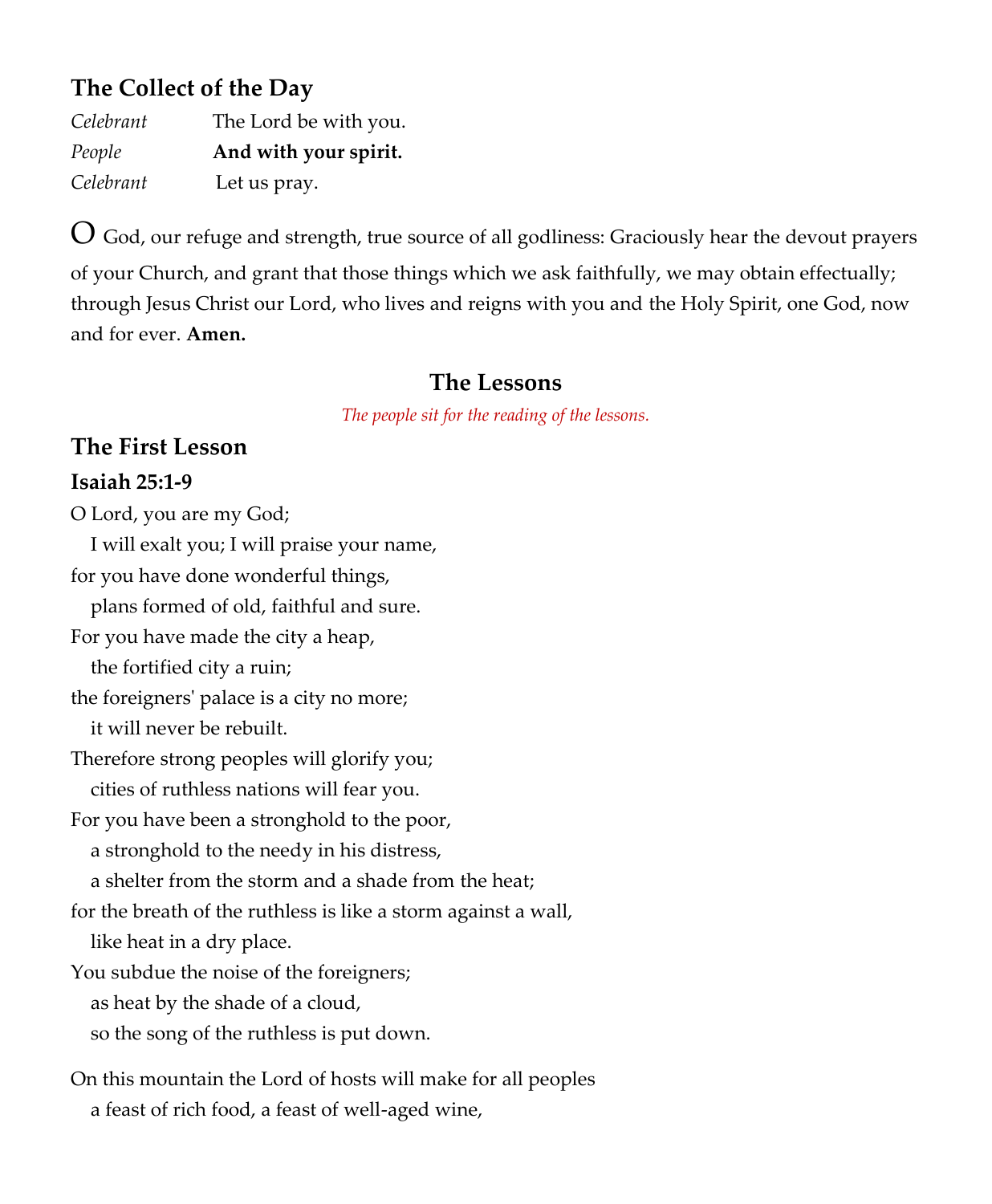## The Collect of the Day

*Celebrant* The Lord be with you.
*People* **And with your spirit.**
*Celebrant* Let us pray.

O God, our refuge and strength, true source of all godliness: Graciously hear the devout prayers of your Church, and grant that those things which we ask faithfully, we may obtain effectually; through Jesus Christ our Lord, who lives and reigns with you and the Holy Spirit, one God, now and for ever. **Amen.**

## The Lessons

*The people sit for the reading of the lessons.*

## The First Lesson

### Isaiah 25:1-9

O Lord, you are my God;
 I will exalt you; I will praise your name,
for you have done wonderful things,
 plans formed of old, faithful and sure.
For you have made the city a heap,
 the fortified city a ruin;
the foreigners' palace is a city no more;
 it will never be rebuilt.
Therefore strong peoples will glorify you;
 cities of ruthless nations will fear you.
For you have been a stronghold to the poor,
 a stronghold to the needy in his distress,
 a shelter from the storm and a shade from the heat;
for the breath of the ruthless is like a storm against a wall,
 like heat in a dry place.
You subdue the noise of the foreigners;
 as heat by the shade of a cloud,
 so the song of the ruthless is put down.

On this mountain the Lord of hosts will make for all peoples
 a feast of rich food, a feast of well-aged wine,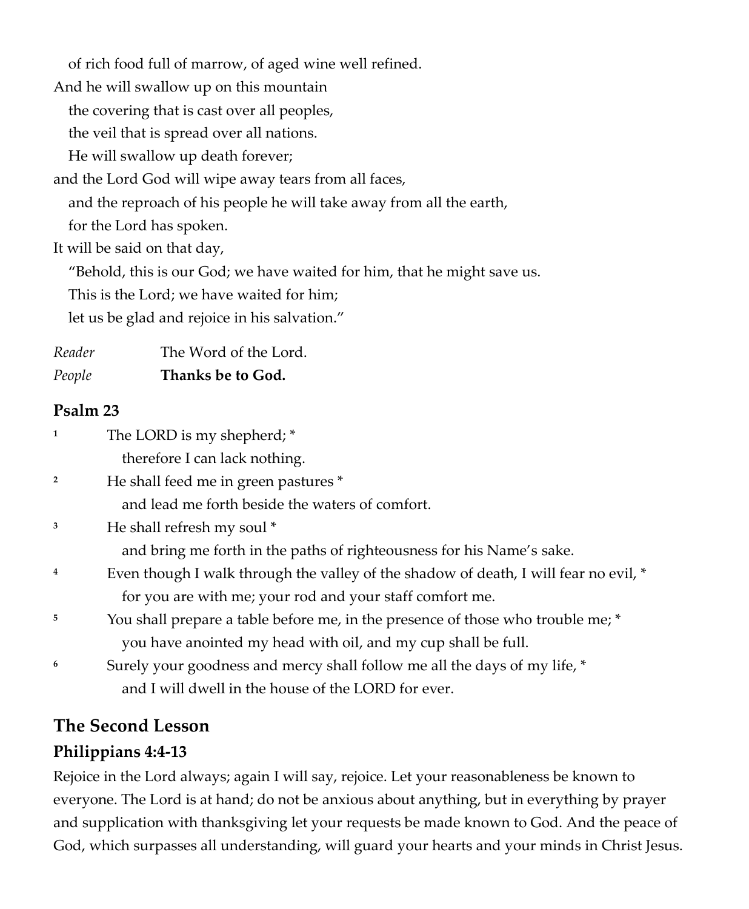of rich food full of marrow, of aged wine well refined.
And he will swallow up on this mountain
the covering that is cast over all peoples,
the veil that is spread over all nations.
He will swallow up death forever;
and the Lord God will wipe away tears from all faces,
and the reproach of his people he will take away from all the earth,
for the Lord has spoken.
It will be said on that day,
"Behold, this is our God; we have waited for him, that he might save us.
This is the Lord; we have waited for him;
let us be glad and rejoice in his salvation."

*Reader* The Word of the Lord.
*People* **Thanks be to God.**

### Psalm 23

1 The LORD is my shepherd; *
therefore I can lack nothing.

2 He shall feed me in green pastures *
and lead me forth beside the waters of comfort.

3 He shall refresh my soul *
and bring me forth in the paths of righteousness for his Name's sake.

4 Even though I walk through the valley of the shadow of death, I will fear no evil, *
for you are with me; your rod and your staff comfort me.

5 You shall prepare a table before me, in the presence of those who trouble me; *
you have anointed my head with oil, and my cup shall be full.

6 Surely your goodness and mercy shall follow me all the days of my life, *
and I will dwell in the house of the LORD for ever.

## The Second Lesson

### Philippians 4:4-13

Rejoice in the Lord always; again I will say, rejoice. Let your reasonableness be known to everyone. The Lord is at hand; do not be anxious about anything, but in everything by prayer and supplication with thanksgiving let your requests be made known to God. And the peace of God, which surpasses all understanding, will guard your hearts and your minds in Christ Jesus.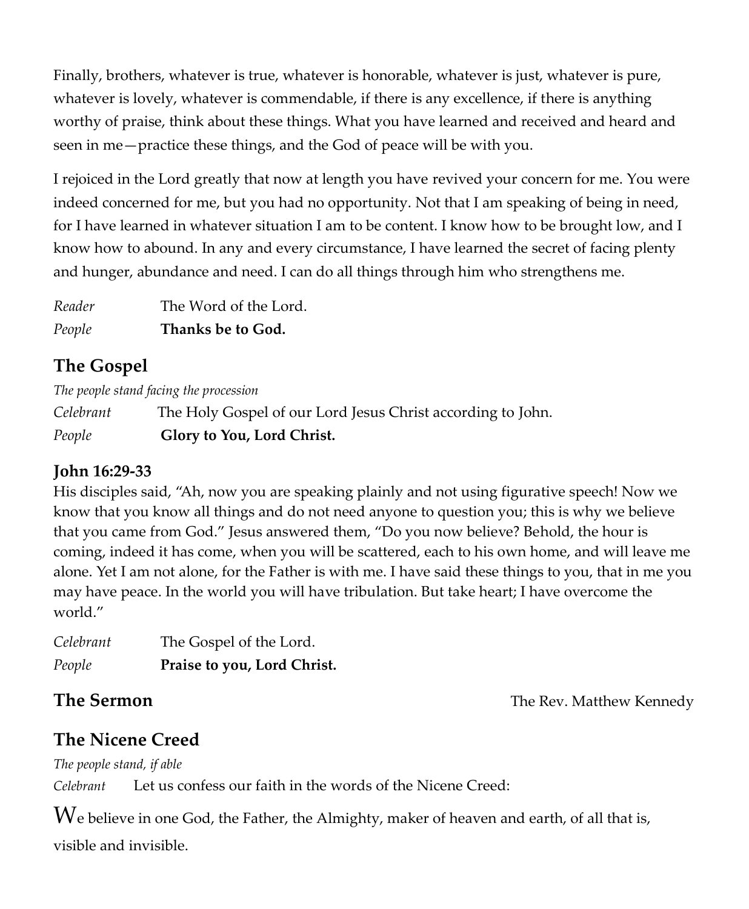Finally, brothers, whatever is true, whatever is honorable, whatever is just, whatever is pure, whatever is lovely, whatever is commendable, if there is any excellence, if there is anything worthy of praise, think about these things. What you have learned and received and heard and seen in me—practice these things, and the God of peace will be with you.

I rejoiced in the Lord greatly that now at length you have revived your concern for me. You were indeed concerned for me, but you had no opportunity. Not that I am speaking of being in need, for I have learned in whatever situation I am to be content. I know how to be brought low, and I know how to abound. In any and every circumstance, I have learned the secret of facing plenty and hunger, abundance and need. I can do all things through him who strengthens me.

*Reader* The Word of the Lord.
*People* **Thanks be to God.**

## The Gospel

*The people stand facing the procession*

*Celebrant* The Holy Gospel of our Lord Jesus Christ according to John.
*People* **Glory to You, Lord Christ.**

**John 16:29-33**
His disciples said, "Ah, now you are speaking plainly and not using figurative speech! Now we know that you know all things and do not need anyone to question you; this is why we believe that you came from God." Jesus answered them, "Do you now believe? Behold, the hour is coming, indeed it has come, when you will be scattered, each to his own home, and will leave me alone. Yet I am not alone, for the Father is with me. I have said these things to you, that in me you may have peace. In the world you will have tribulation. But take heart; I have overcome the world."

*Celebrant* The Gospel of the Lord.
*People* **Praise to you, Lord Christ.**

## The Sermon

The Rev. Matthew Kennedy

## The Nicene Creed

*The people stand, if able*

*Celebrant* Let us confess our faith in the words of the Nicene Creed:

We believe in one God, the Father, the Almighty, maker of heaven and earth, of all that is, visible and invisible.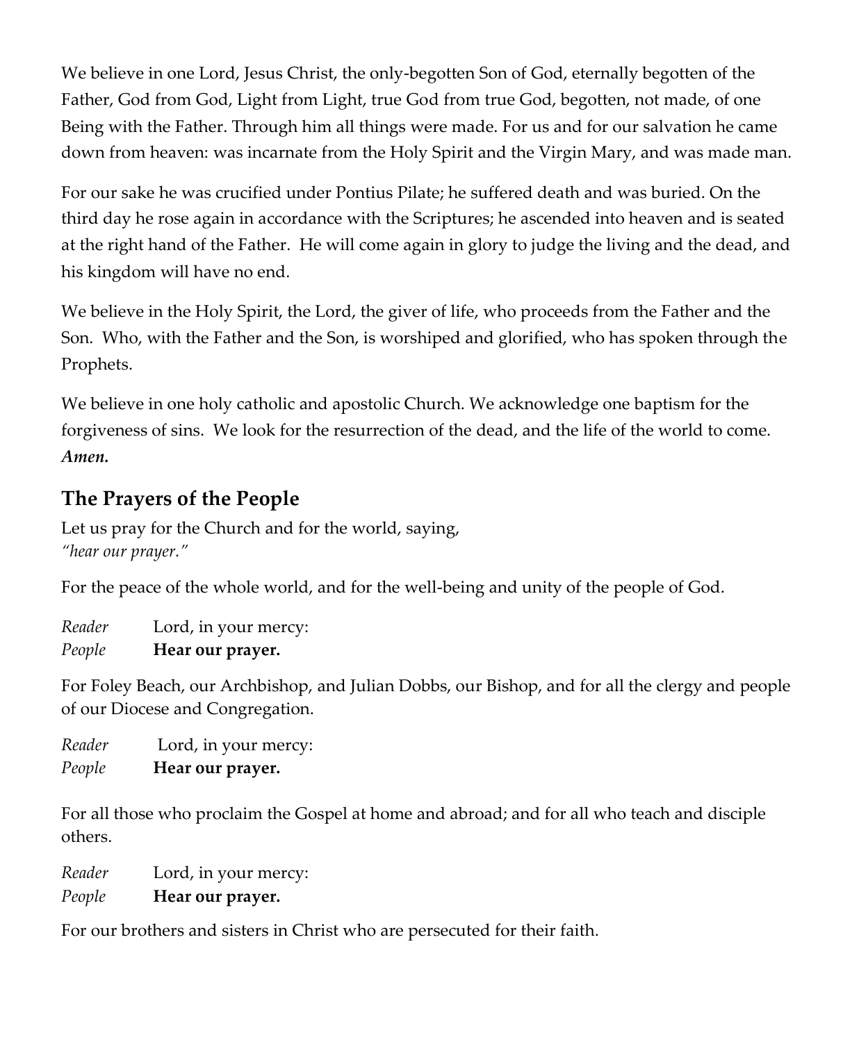We believe in one Lord, Jesus Christ, the only-begotten Son of God, eternally begotten of the Father, God from God, Light from Light, true God from true God, begotten, not made, of one Being with the Father. Through him all things were made. For us and for our salvation he came down from heaven: was incarnate from the Holy Spirit and the Virgin Mary, and was made man.

For our sake he was crucified under Pontius Pilate; he suffered death and was buried. On the third day he rose again in accordance with the Scriptures; he ascended into heaven and is seated at the right hand of the Father. He will come again in glory to judge the living and the dead, and his kingdom will have no end.

We believe in the Holy Spirit, the Lord, the giver of life, who proceeds from the Father and the Son. Who, with the Father and the Son, is worshiped and glorified, who has spoken through the Prophets.

We believe in one holy catholic and apostolic Church. We acknowledge one baptism for the forgiveness of sins. We look for the resurrection of the dead, and the life of the world to come. ***Amen.***

## The Prayers of the People

Let us pray for the Church and for the world, saying,
*"hear our prayer."*

For the peace of the whole world, and for the well-being and unity of the people of God.

*Reader* Lord, in your mercy:
*People* **Hear our prayer.**

For Foley Beach, our Archbishop, and Julian Dobbs, our Bishop, and for all the clergy and people of our Diocese and Congregation.

*Reader* Lord, in your mercy:
*People* **Hear our prayer.**

For all those who proclaim the Gospel at home and abroad; and for all who teach and disciple others.

*Reader* Lord, in your mercy:
*People* **Hear our prayer.**

For our brothers and sisters in Christ who are persecuted for their faith.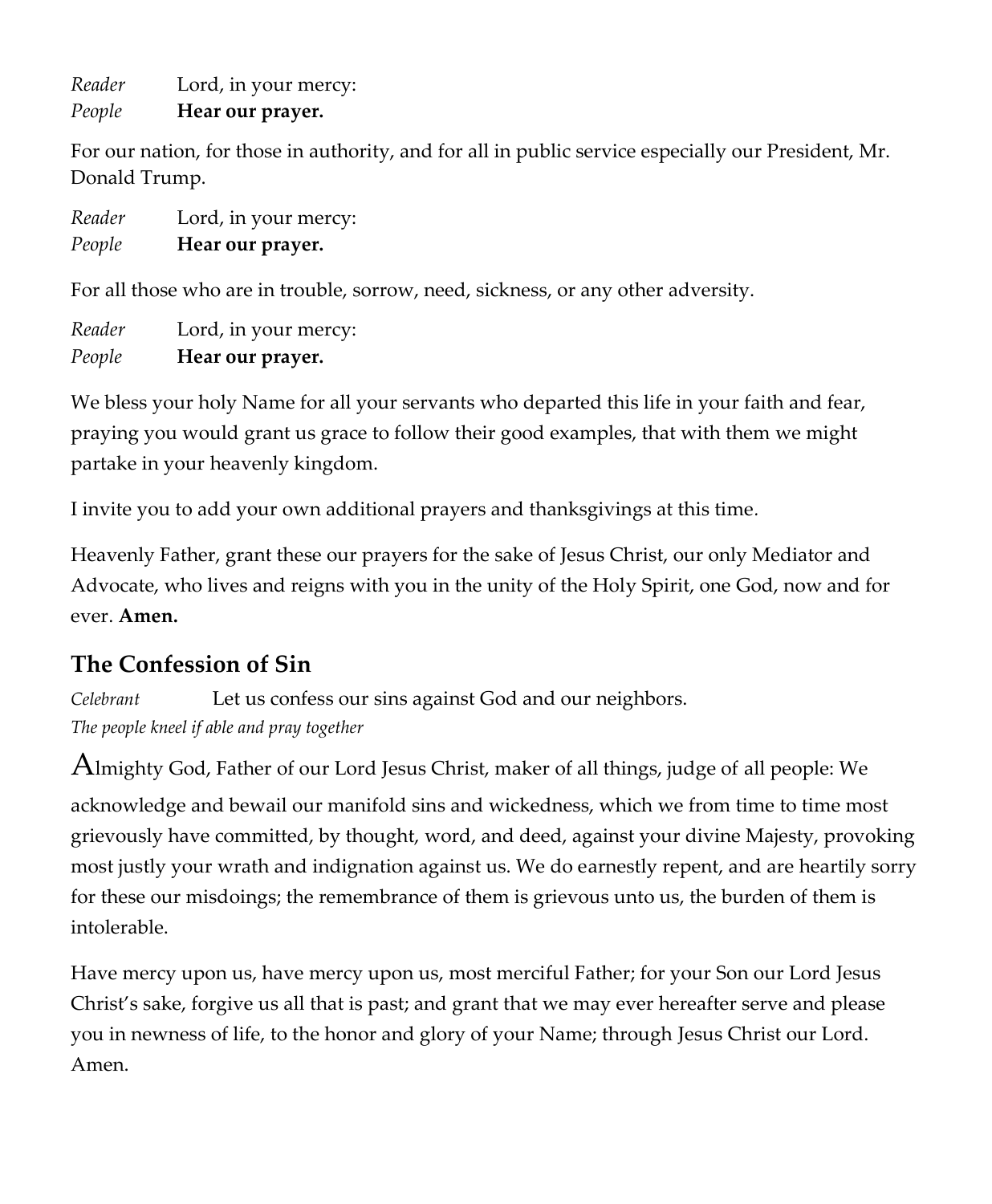*Reader* Lord, in your mercy:
*People* **Hear our prayer.**

For our nation, for those in authority, and for all in public service especially our President, Mr. Donald Trump.

*Reader* Lord, in your mercy:
*People* **Hear our prayer.**

For all those who are in trouble, sorrow, need, sickness, or any other adversity.

*Reader* Lord, in your mercy:
*People* **Hear our prayer.**

We bless your holy Name for all your servants who departed this life in your faith and fear, praying you would grant us grace to follow their good examples, that with them we might partake in your heavenly kingdom.

I invite you to add your own additional prayers and thanksgivings at this time.

Heavenly Father, grant these our prayers for the sake of Jesus Christ, our only Mediator and Advocate, who lives and reigns with you in the unity of the Holy Spirit, one God, now and for ever. **Amen.**

## The Confession of Sin

*Celebrant* Let us confess our sins against God and our neighbors.
*The people kneel if able and pray together*

Almighty God, Father of our Lord Jesus Christ, maker of all things, judge of all people: We acknowledge and bewail our manifold sins and wickedness, which we from time to time most grievously have committed, by thought, word, and deed, against your divine Majesty, provoking most justly your wrath and indignation against us. We do earnestly repent, and are heartily sorry for these our misdoings; the remembrance of them is grievous unto us, the burden of them is intolerable.

Have mercy upon us, have mercy upon us, most merciful Father; for your Son our Lord Jesus Christ's sake, forgive us all that is past; and grant that we may ever hereafter serve and please you in newness of life, to the honor and glory of your Name; through Jesus Christ our Lord. Amen.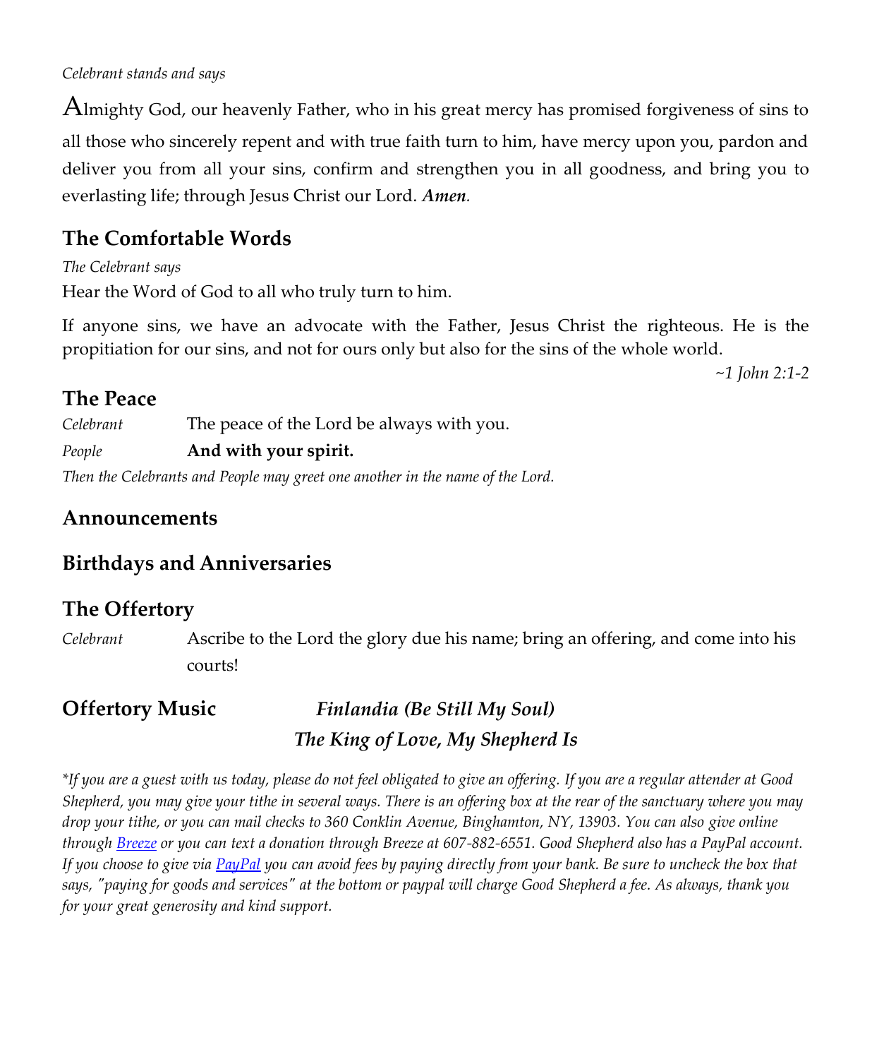*Celebrant stands and says*

Almighty God, our heavenly Father, who in his great mercy has promised forgiveness of sins to all those who sincerely repent and with true faith turn to him, have mercy upon you, pardon and deliver you from all your sins, confirm and strengthen you in all goodness, and bring you to everlasting life; through Jesus Christ our Lord. ***Amen.***

## The Comfortable Words

*The Celebrant says*

Hear the Word of God to all who truly turn to him.

If anyone sins, we have an advocate with the Father, Jesus Christ the righteous. He is the propitiation for our sins, and not for ours only but also for the sins of the whole world.

*~1 John 2:1-2*

## The Peace

*Celebrant* The peace of the Lord be always with you.

*People* **And with your spirit.**

*Then the Celebrants and People may greet one another in the name of the Lord.*

## Announcements

## Birthdays and Anniversaries

## The Offertory

*Celebrant* Ascribe to the Lord the glory due his name; bring an offering, and come into his courts!

## Offertory Music

***Finlandia (Be Still My Soul)***

***The King of Love, My Shepherd Is***

*\*If you are a guest with us today, please do not feel obligated to give an offering. If you are a regular attender at Good Shepherd, you may give your tithe in several ways. There is an offering box at the rear of the sanctuary where you may drop your tithe, or you can mail checks to 360 Conklin Avenue, Binghamton, NY, 13903. You can also give online through Breeze or you can text a donation through Breeze at 607-882-6551. Good Shepherd also has a PayPal account. If you choose to give via PayPal you can avoid fees by paying directly from your bank. Be sure to uncheck the box that says, "paying for goods and services" at the bottom or paypal will charge Good Shepherd a fee. As always, thank you for your great generosity and kind support.*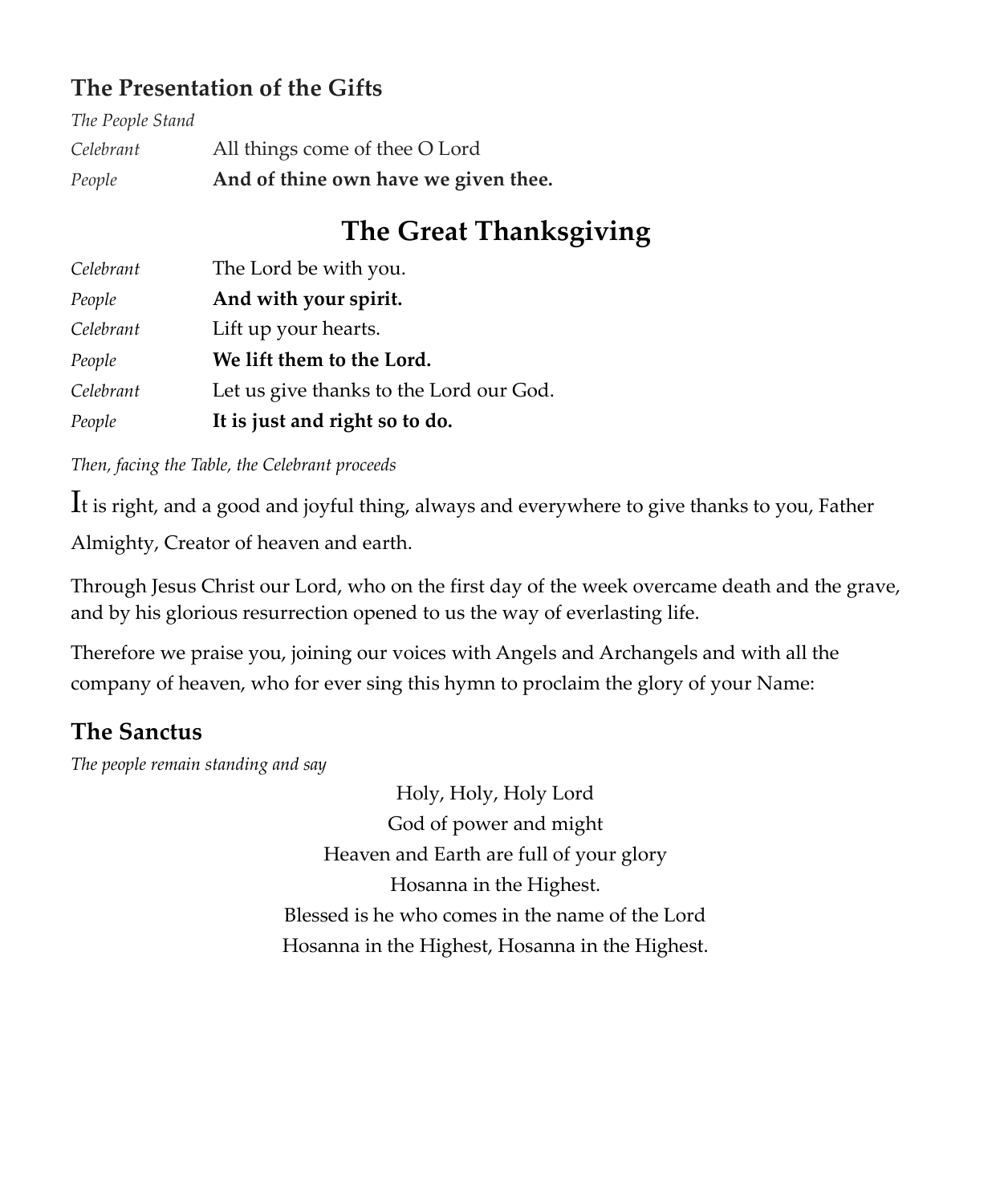## The Presentation of the Gifts

*The People Stand*

*Celebrant* All things come of thee O Lord

*People* **And of thine own have we given thee.**

# The Great Thanksgiving

*Celebrant* The Lord be with you.

*People* **And with your spirit.**

*Celebrant* Lift up your hearts.

*People* **We lift them to the Lord.**

*Celebrant* Let us give thanks to the Lord our God.

*People* **It is just and right so to do.**

*Then, facing the Table, the Celebrant proceeds*

It is right, and a good and joyful thing, always and everywhere to give thanks to you, Father Almighty, Creator of heaven and earth.

Through Jesus Christ our Lord, who on the first day of the week overcame death and the grave, and by his glorious resurrection opened to us the way of everlasting life.

Therefore we praise you, joining our voices with Angels and Archangels and with all the company of heaven, who for ever sing this hymn to proclaim the glory of your Name:

## The Sanctus

*The people remain standing and say*

Holy, Holy, Holy Lord
God of power and might
Heaven and Earth are full of your glory
Hosanna in the Highest.
Blessed is he who comes in the name of the Lord
Hosanna in the Highest, Hosanna in the Highest.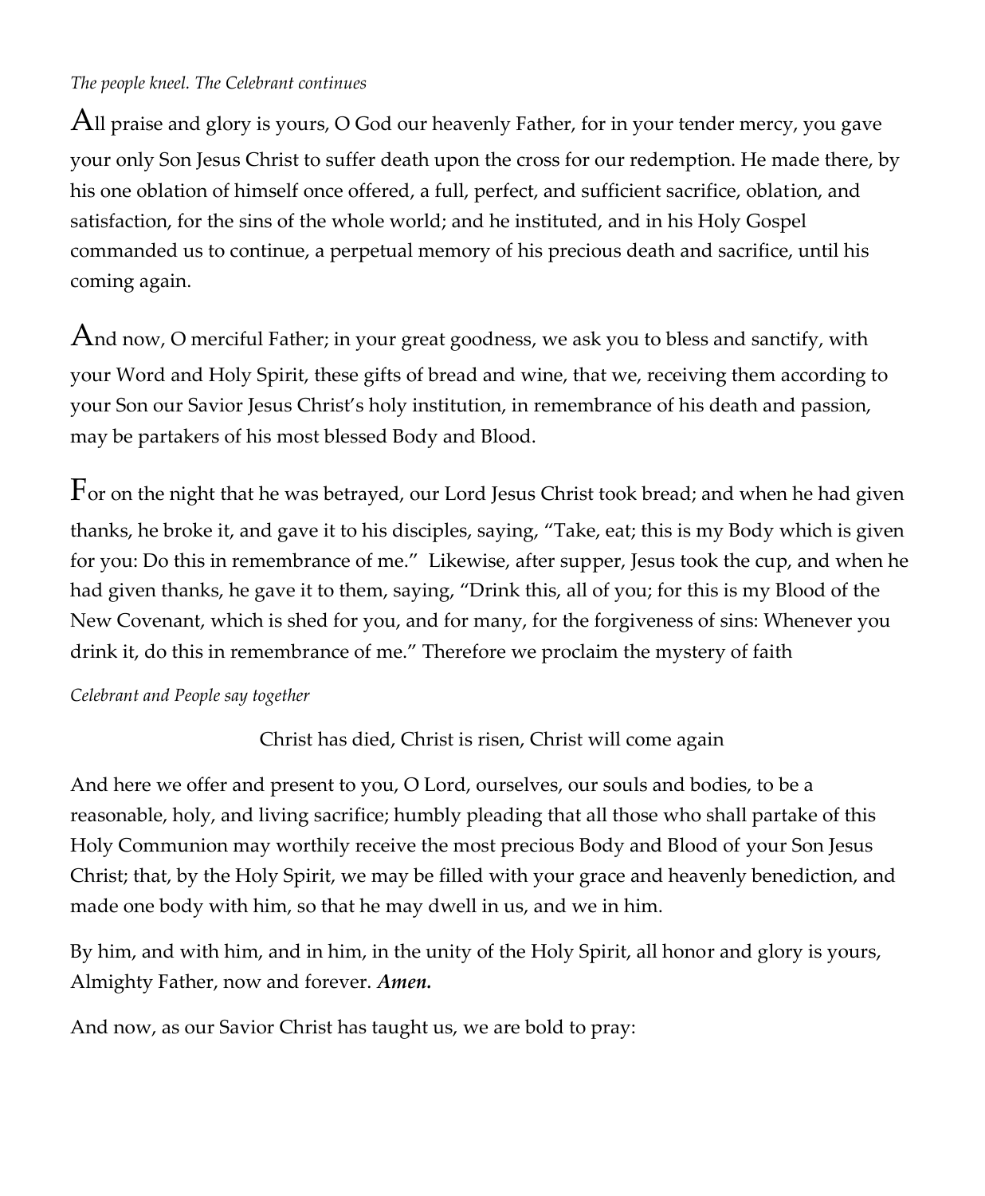*The people kneel. The Celebrant continues*

All praise and glory is yours, O God our heavenly Father, for in your tender mercy, you gave your only Son Jesus Christ to suffer death upon the cross for our redemption. He made there, by his one oblation of himself once offered, a full, perfect, and sufficient sacrifice, oblation, and satisfaction, for the sins of the whole world; and he instituted, and in his Holy Gospel commanded us to continue, a perpetual memory of his precious death and sacrifice, until his coming again.

And now, O merciful Father; in your great goodness, we ask you to bless and sanctify, with your Word and Holy Spirit, these gifts of bread and wine, that we, receiving them according to your Son our Savior Jesus Christ's holy institution, in remembrance of his death and passion, may be partakers of his most blessed Body and Blood.

For on the night that he was betrayed, our Lord Jesus Christ took bread; and when he had given thanks, he broke it, and gave it to his disciples, saying, "Take, eat; this is my Body which is given for you: Do this in remembrance of me." Likewise, after supper, Jesus took the cup, and when he had given thanks, he gave it to them, saying, "Drink this, all of you; for this is my Blood of the New Covenant, which is shed for you, and for many, for the forgiveness of sins: Whenever you drink it, do this in remembrance of me." Therefore we proclaim the mystery of faith

*Celebrant and People say together*

Christ has died, Christ is risen, Christ will come again

And here we offer and present to you, O Lord, ourselves, our souls and bodies, to be a reasonable, holy, and living sacrifice; humbly pleading that all those who shall partake of this Holy Communion may worthily receive the most precious Body and Blood of your Son Jesus Christ; that, by the Holy Spirit, we may be filled with your grace and heavenly benediction, and made one body with him, so that he may dwell in us, and we in him.

By him, and with him, and in him, in the unity of the Holy Spirit, all honor and glory is yours, Almighty Father, now and forever. ***Amen.***

And now, as our Savior Christ has taught us, we are bold to pray: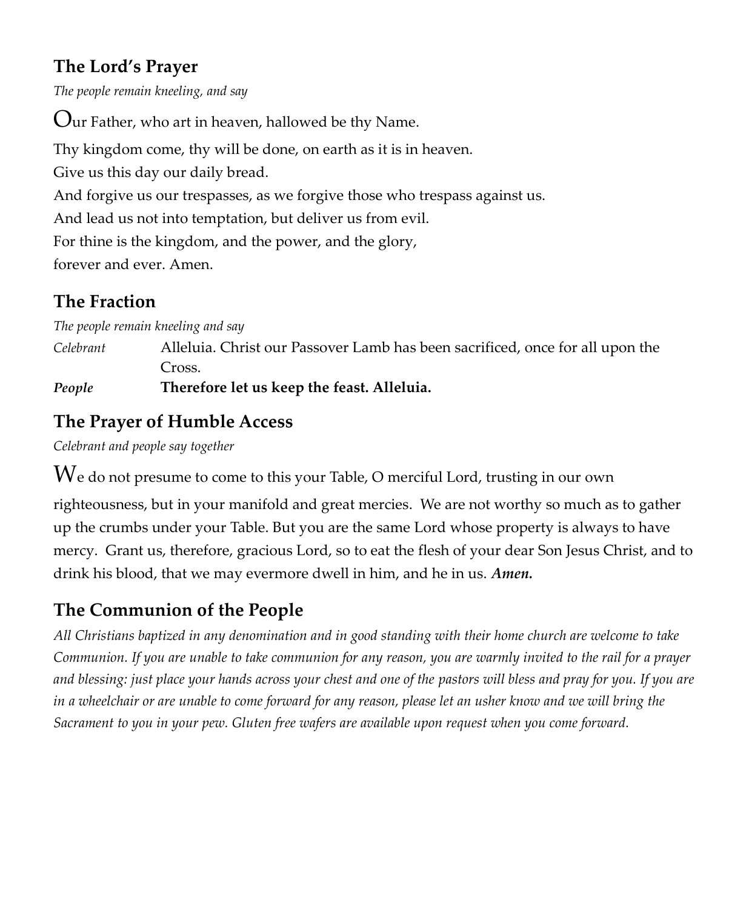## The Lord's Prayer

*The people remain kneeling, and say*

Our Father, who art in heaven, hallowed be thy Name.
Thy kingdom come, thy will be done, on earth as it is in heaven.
Give us this day our daily bread.
And forgive us our trespasses, as we forgive those who trespass against us.
And lead us not into temptation, but deliver us from evil.
For thine is the kingdom, and the power, and the glory,
forever and ever. Amen.

## The Fraction

*The people remain kneeling and say*

*Celebrant* Alleluia. Christ our Passover Lamb has been sacrificed, once for all upon the Cross.

***People*** **Therefore let us keep the feast. Alleluia.**

## The Prayer of Humble Access

*Celebrant and people say together*

We do not presume to come to this your Table, O merciful Lord, trusting in our own righteousness, but in your manifold and great mercies. We are not worthy so much as to gather up the crumbs under your Table. But you are the same Lord whose property is always to have mercy. Grant us, therefore, gracious Lord, so to eat the flesh of your dear Son Jesus Christ, and to drink his blood, that we may evermore dwell in him, and he in us. ***Amen.***

## The Communion of the People

*All Christians baptized in any denomination and in good standing with their home church are welcome to take Communion. If you are unable to take communion for any reason, you are warmly invited to the rail for a prayer and blessing: just place your hands across your chest and one of the pastors will bless and pray for you. If you are in a wheelchair or are unable to come forward for any reason, please let an usher know and we will bring the Sacrament to you in your pew. Gluten free wafers are available upon request when you come forward.*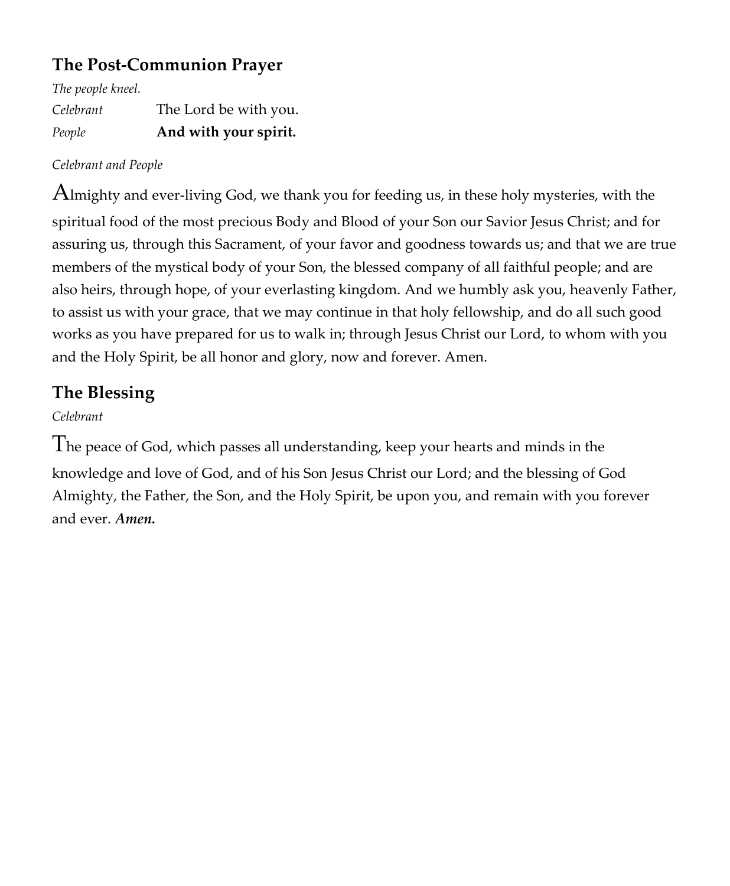## The Post-Communion Prayer

*The people kneel.*

*Celebrant* The Lord be with you.

*People* **And with your spirit.**

*Celebrant and People*

Almighty and ever-living God, we thank you for feeding us, in these holy mysteries, with the spiritual food of the most precious Body and Blood of your Son our Savior Jesus Christ; and for assuring us, through this Sacrament, of your favor and goodness towards us; and that we are true members of the mystical body of your Son, the blessed company of all faithful people; and are also heirs, through hope, of your everlasting kingdom. And we humbly ask you, heavenly Father, to assist us with your grace, that we may continue in that holy fellowship, and do all such good works as you have prepared for us to walk in; through Jesus Christ our Lord, to whom with you and the Holy Spirit, be all honor and glory, now and forever. Amen.

## The Blessing

*Celebrant*

The peace of God, which passes all understanding, keep your hearts and minds in the knowledge and love of God, and of his Son Jesus Christ our Lord; and the blessing of God Almighty, the Father, the Son, and the Holy Spirit, be upon you, and remain with you forever and ever. ***Amen.***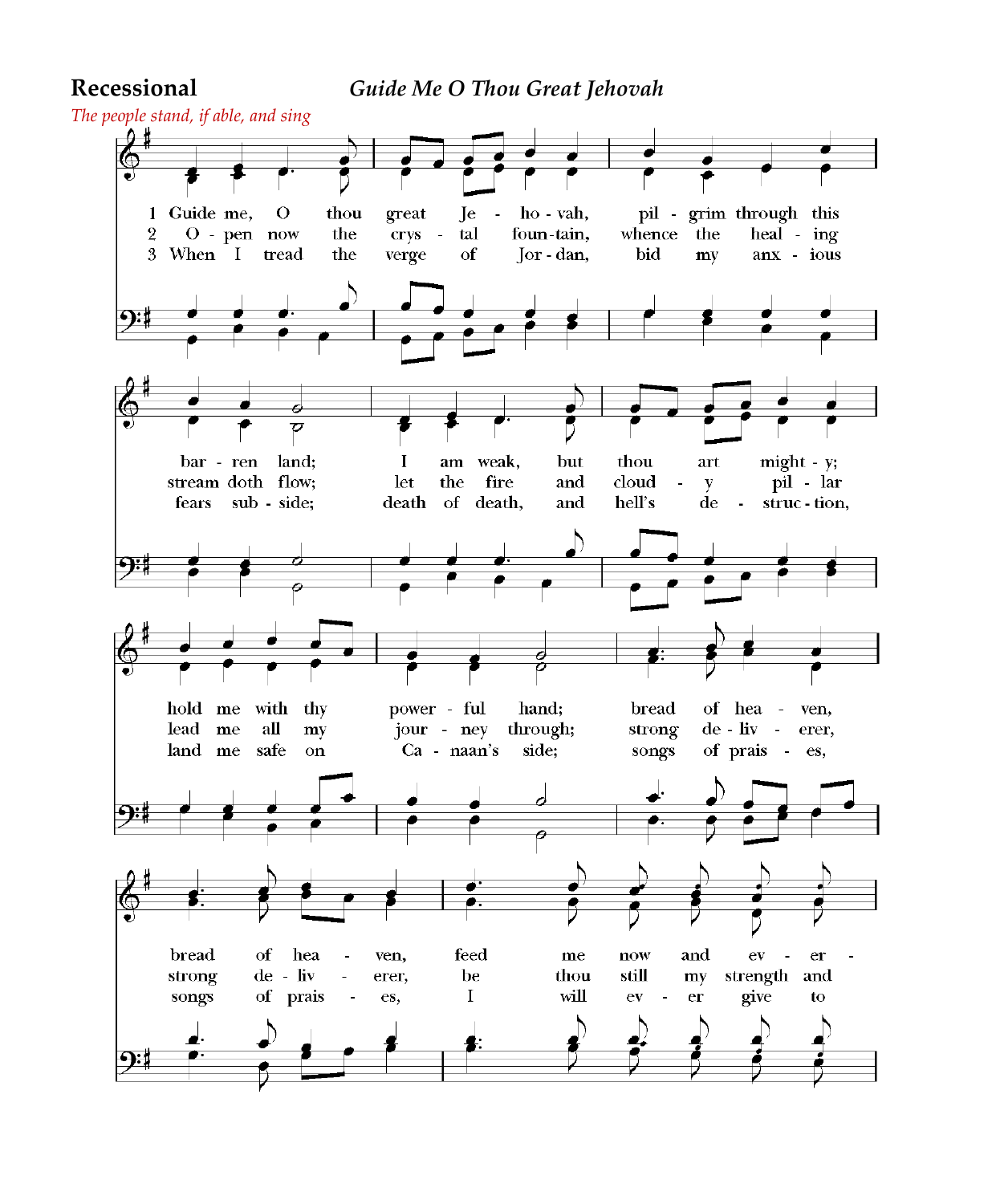**Recessional** *Guide Me O Thou Great Jehovah*

*The people stand, if able, and sing*

1 Guide me, O thou great Jehovah, pilgrim through this barren land; I am weak, but thou art mighty; hold me with thy powerful hand; bread of heaven, bread of heaven, feed me now and ever-

2 Open now the crystal fountain, whence the healing stream doth flow; let the fire and cloudy pillar lead me all my journey through; strong deliverer, strong deliverer, be thou still my strength and

3 When I tread the verge of Jordan, bid my anxious fears subside; death of death, and hell's destruction, land me safe on Canaan's side; songs of praises, songs of praises, I will ever give to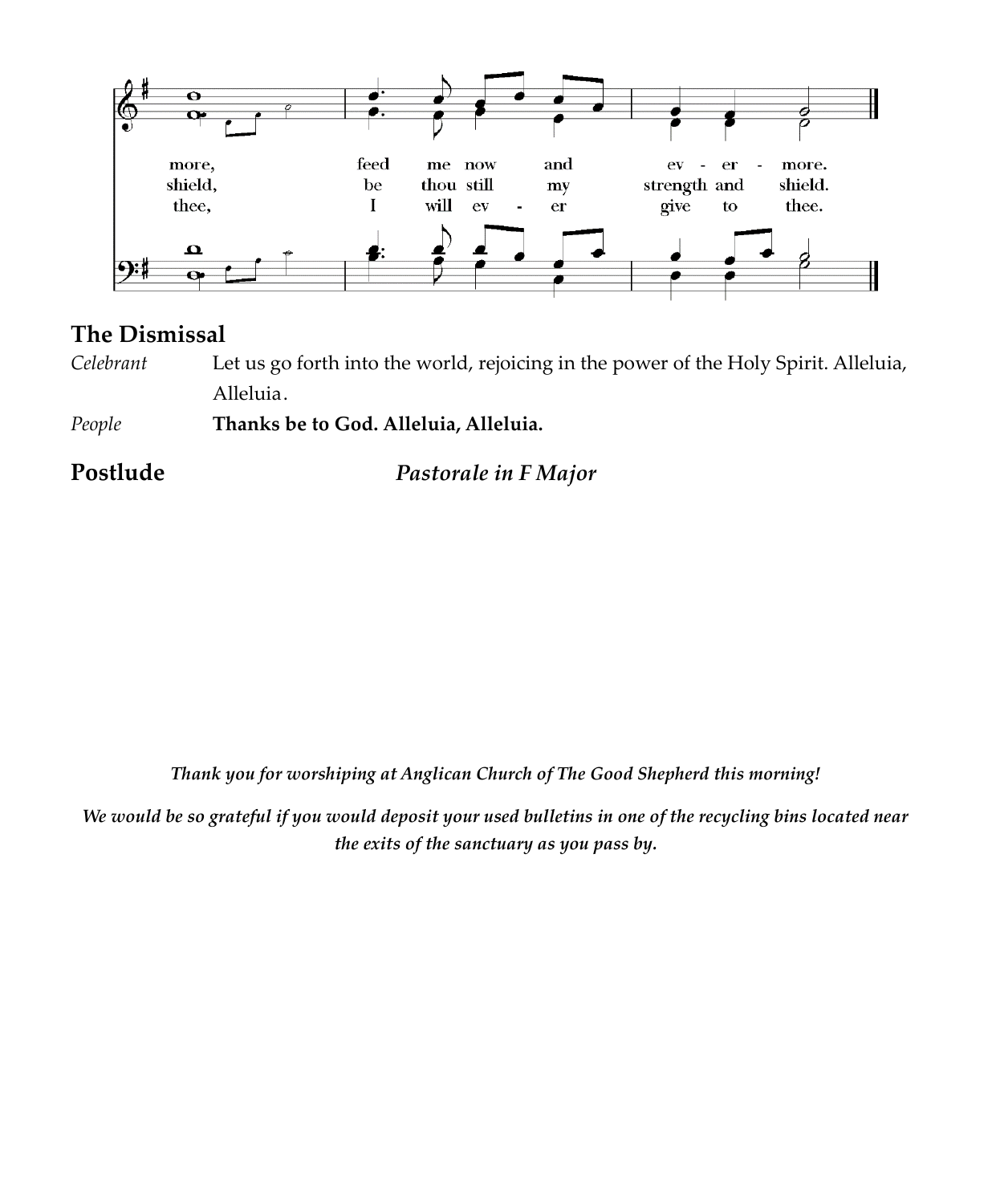more, feed me now and ev - er - more.
shield, be thou still my strength and shield.
thee, I will ev - er give to thee.

## The Dismissal

*Celebrant* Let us go forth into the world, rejoicing in the power of the Holy Spirit. Alleluia, Alleluia.

*People* **Thanks be to God. Alleluia, Alleluia.**

## Postlude *Pastorale in F Major*

***Thank you for worshiping at Anglican Church of The Good Shepherd this morning!***

***We would be so grateful if you would deposit your used bulletins in one of the recycling bins located near the exits of the sanctuary as you pass by.***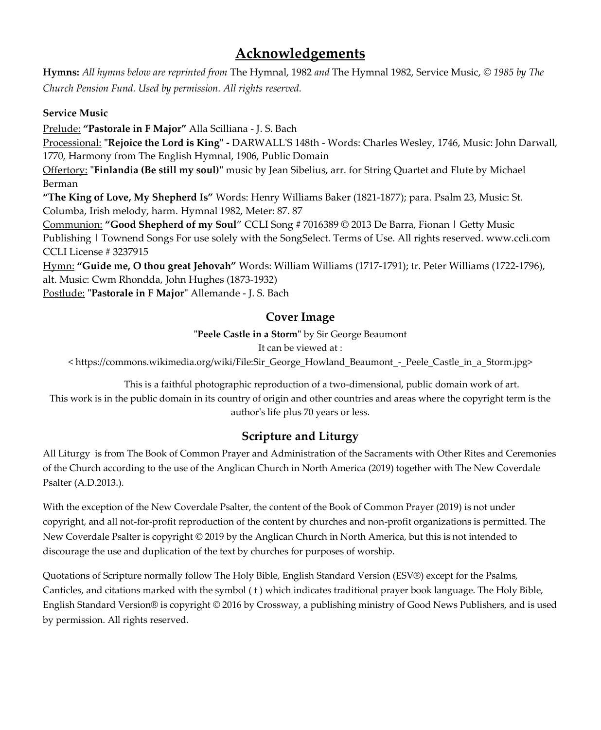# Acknowledgements

**Hymns:** *All hymns below are reprinted from* The Hymnal, 1982 *and* The Hymnal 1982, Service Music, *© 1985 by The Church Pension Fund. Used by permission. All rights reserved.*

**Service Music**

Prelude: **"Pastorale in F Major"** Alla Scilliana - J. S. Bach

Processional: **"Rejoice the Lord is King" -** DARWALL'S 148th - Words: Charles Wesley, 1746, Music: John Darwall, 1770, Harmony from The English Hymnal, 1906, Public Domain

Offertory: **"Finlandia (Be still my soul)"** music by Jean Sibelius, arr. for String Quartet and Flute by Michael Berman

**"The King of Love, My Shepherd Is"** Words: Henry Williams Baker (1821-1877); para. Psalm 23, Music: St. Columba, Irish melody, harm. Hymnal 1982, Meter: 87. 87

Communion: **"Good Shepherd of my Soul"** CCLI Song # 7016389 © 2013 De Barra, Fionan | Getty Music Publishing | Townend Songs For use solely with the SongSelect. Terms of Use. All rights reserved. www.ccli.com CCLI License # 3237915

Hymn: **"Guide me, O thou great Jehovah"** Words: William Williams (1717-1791); tr. Peter Williams (1722-1796), alt. Music: Cwm Rhondda, John Hughes (1873-1932)

Postlude: **"Pastorale in F Major"** Allemande - J. S. Bach

## Cover Image

**"Peele Castle in a Storm"** by Sir George Beaumont

It can be viewed at :

< https://commons.wikimedia.org/wiki/File:Sir_George_Howland_Beaumont_-_Peele_Castle_in_a_Storm.jpg>

This is a faithful photographic reproduction of a two-dimensional, public domain work of art. This work is in the public domain in its country of origin and other countries and areas where the copyright term is the author's life plus 70 years or less.

## Scripture and Liturgy

All Liturgy is from The Book of Common Prayer and Administration of the Sacraments with Other Rites and Ceremonies of the Church according to the use of the Anglican Church in North America (2019) together with The New Coverdale Psalter (A.D.2013.).

With the exception of the New Coverdale Psalter, the content of the Book of Common Prayer (2019) is not under copyright, and all not-for-profit reproduction of the content by churches and non-profit organizations is permitted. The New Coverdale Psalter is copyright © 2019 by the Anglican Church in North America, but this is not intended to discourage the use and duplication of the text by churches for purposes of worship.

Quotations of Scripture normally follow The Holy Bible, English Standard Version (ESV®) except for the Psalms, Canticles, and citations marked with the symbol ( t ) which indicates traditional prayer book language. The Holy Bible, English Standard Version® is copyright © 2016 by Crossway, a publishing ministry of Good News Publishers, and is used by permission. All rights reserved.